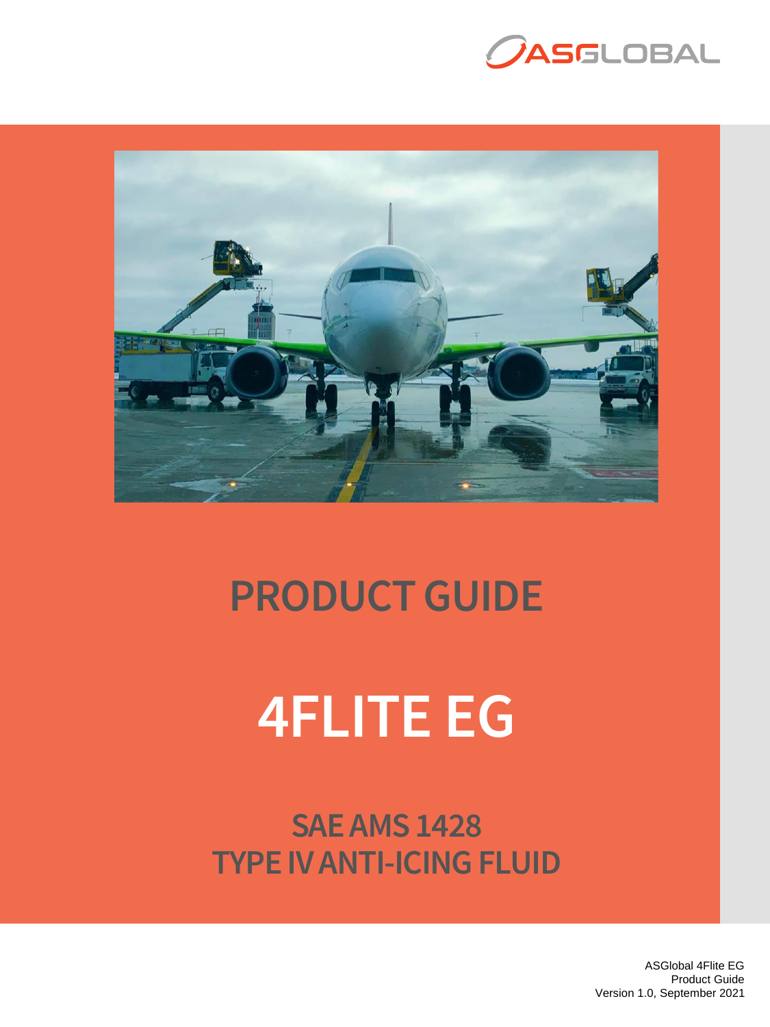ASGLOBAL

# PRODUCT GUIDE

# 4FLITE EG

## SAE AMS 1428
## TYPE IV ANTI-ICING FLUID

ASGlobal 4Flite EG
Product Guide
Version 1.0, September 2021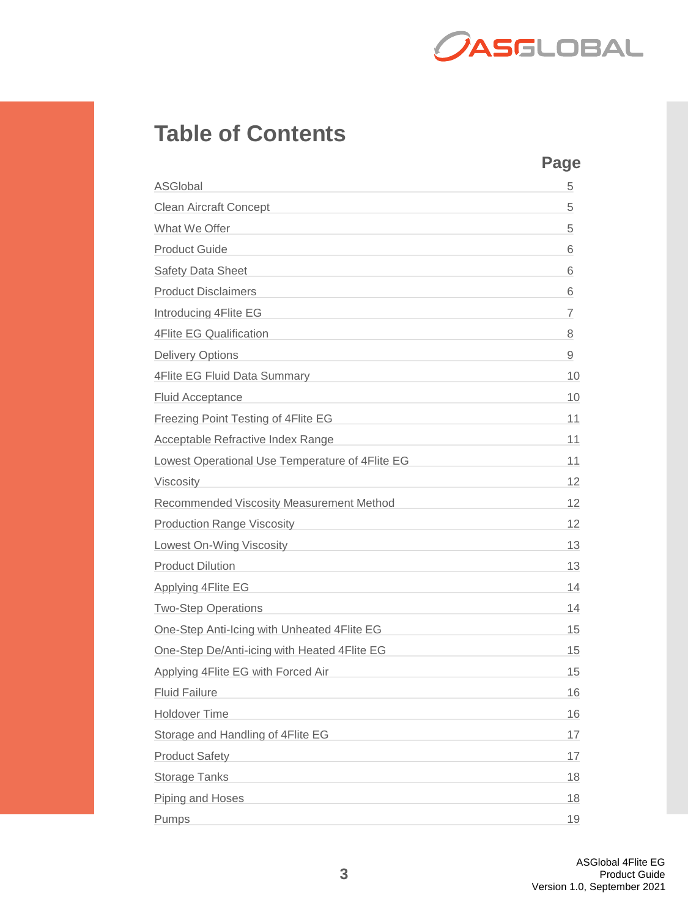# Table of Contents

| | Page |
|---|---|
| ASGlobal | 5 |
| Clean Aircraft Concept | 5 |
| What We Offer | 5 |
| Product Guide | 6 |
| Safety Data Sheet | 6 |
| Product Disclaimers | 6 |
| Introducing 4Flite EG | 7 |
| 4Flite EG Qualification | 8 |
| Delivery Options | 9 |
| 4Flite EG Fluid Data Summary | 10 |
| Fluid Acceptance | 10 |
| Freezing Point Testing of 4Flite EG | 11 |
| Acceptable Refractive Index Range | 11 |
| Lowest Operational Use Temperature of 4Flite EG | 11 |
| Viscosity | 12 |
| Recommended Viscosity Measurement Method | 12 |
| Production Range Viscosity | 12 |
| Lowest On-Wing Viscosity | 13 |
| Product Dilution | 13 |
| Applying 4Flite EG | 14 |
| Two-Step Operations | 14 |
| One-Step Anti-Icing with Unheated 4Flite EG | 15 |
| One-Step De/Anti-icing with Heated 4Flite EG | 15 |
| Applying 4Flite EG with Forced Air | 15 |
| Fluid Failure | 16 |
| Holdover Time | 16 |
| Storage and Handling of 4Flite EG | 17 |
| Product Safety | 17 |
| Storage Tanks | 18 |
| Piping and Hoses | 18 |
| Pumps | 19 |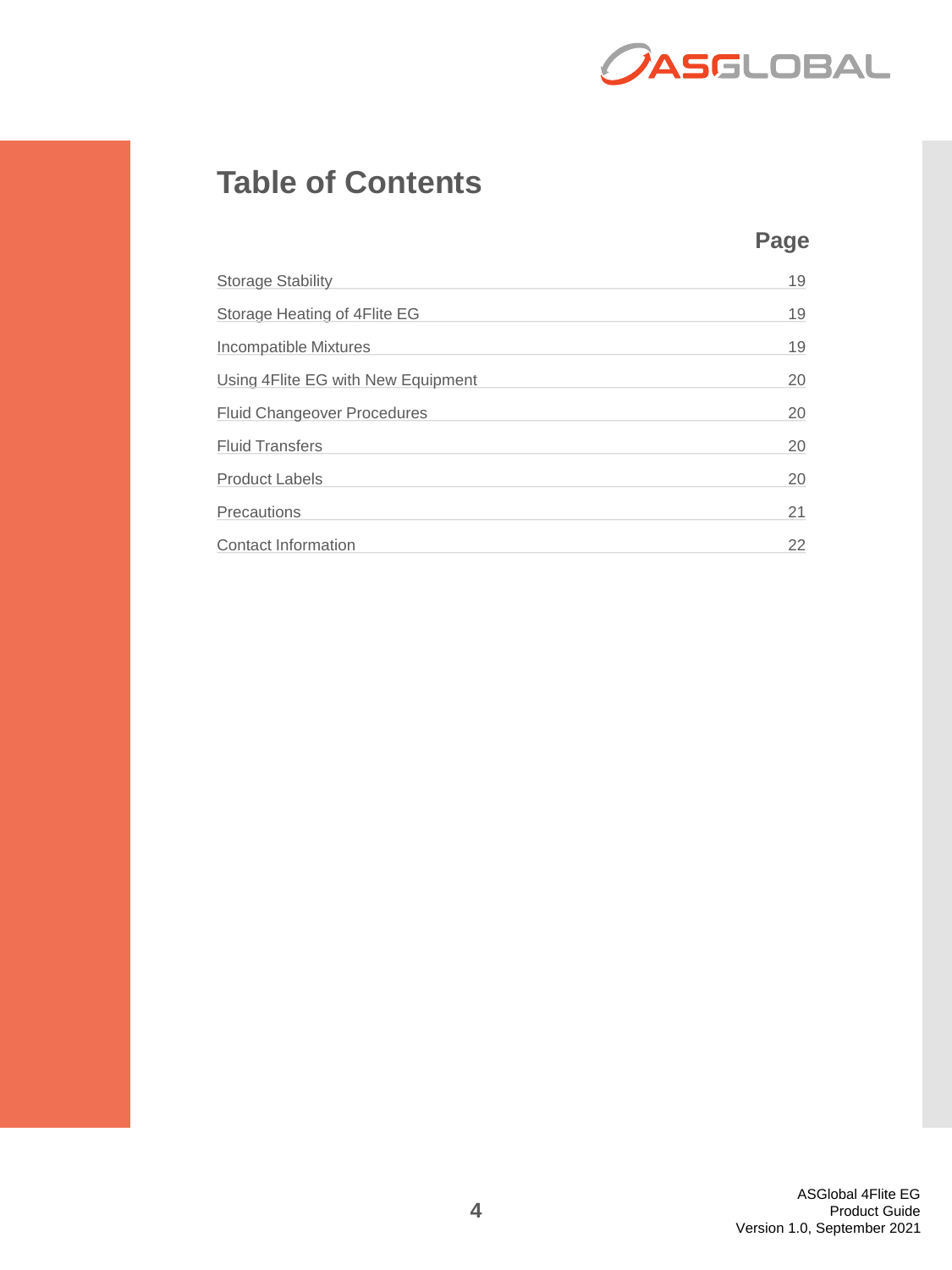# Table of Contents

| | Page |
| --- | --- |
| Storage Stability | 19 |
| Storage Heating of 4Flite EG | 19 |
| Incompatible Mixtures | 19 |
| Using 4Flite EG with New Equipment | 20 |
| Fluid Changeover Procedures | 20 |
| Fluid Transfers | 20 |
| Product Labels | 20 |
| Precautions | 21 |
| Contact Information | 22 |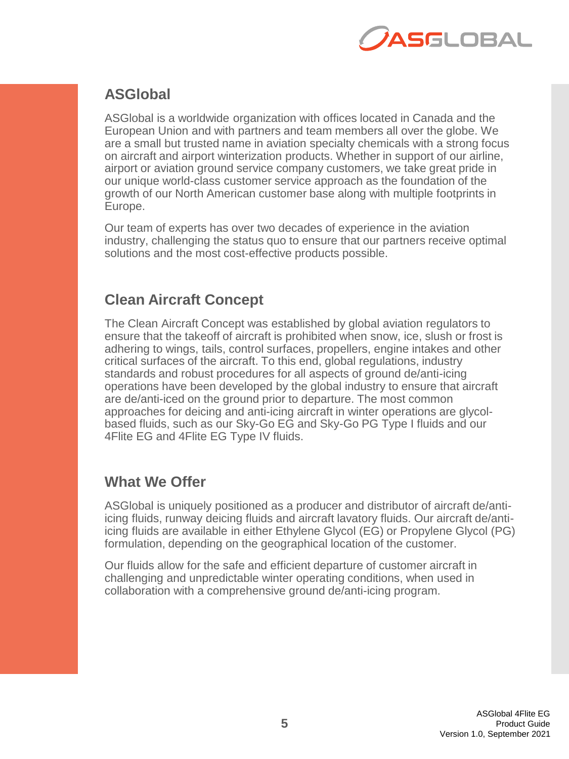## ASGlobal

ASGlobal is a worldwide organization with offices located in Canada and the European Union and with partners and team members all over the globe. We are a small but trusted name in aviation specialty chemicals with a strong focus on aircraft and airport winterization products. Whether in support of our airline, airport or aviation ground service company customers, we take great pride in our unique world-class customer service approach as the foundation of the growth of our North American customer base along with multiple footprints in Europe.

Our team of experts has over two decades of experience in the aviation industry, challenging the status quo to ensure that our partners receive optimal solutions and the most cost-effective products possible.

## Clean Aircraft Concept

The Clean Aircraft Concept was established by global aviation regulators to ensure that the takeoff of aircraft is prohibited when snow, ice, slush or frost is adhering to wings, tails, control surfaces, propellers, engine intakes and other critical surfaces of the aircraft. To this end, global regulations, industry standards and robust procedures for all aspects of ground de/anti-icing operations have been developed by the global industry to ensure that aircraft are de/anti-iced on the ground prior to departure. The most common approaches for deicing and anti-icing aircraft in winter operations are glycol-based fluids, such as our Sky-Go EG and Sky-Go PG Type I fluids and our 4Flite EG and 4Flite EG Type IV fluids.

## What We Offer

ASGlobal is uniquely positioned as a producer and distributor of aircraft de/anti-icing fluids, runway deicing fluids and aircraft lavatory fluids. Our aircraft de/anti-icing fluids are available in either Ethylene Glycol (EG) or Propylene Glycol (PG) formulation, depending on the geographical location of the customer.

Our fluids allow for the safe and efficient departure of customer aircraft in challenging and unpredictable winter operating conditions, when used in collaboration with a comprehensive ground de/anti-icing program.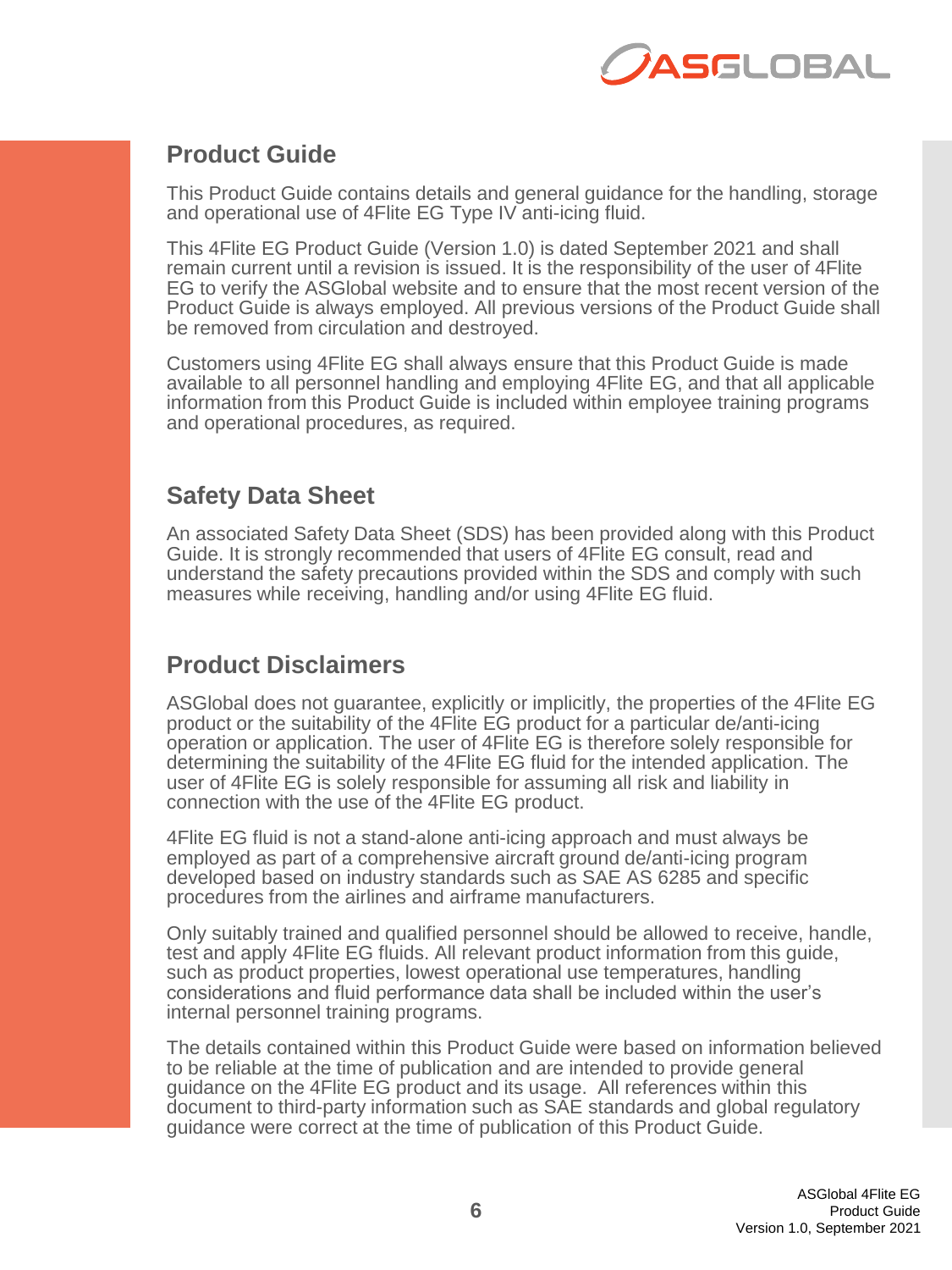## Product Guide

This Product Guide contains details and general guidance for the handling, storage and operational use of 4Flite EG Type IV anti-icing fluid.

This 4Flite EG Product Guide (Version 1.0) is dated September 2021 and shall remain current until a revision is issued. It is the responsibility of the user of 4Flite EG to verify the ASGlobal website and to ensure that the most recent version of the Product Guide is always employed. All previous versions of the Product Guide shall be removed from circulation and destroyed.

Customers using 4Flite EG shall always ensure that this Product Guide is made available to all personnel handling and employing 4Flite EG, and that all applicable information from this Product Guide is included within employee training programs and operational procedures, as required.

## Safety Data Sheet

An associated Safety Data Sheet (SDS) has been provided along with this Product Guide. It is strongly recommended that users of 4Flite EG consult, read and understand the safety precautions provided within the SDS and comply with such measures while receiving, handling and/or using 4Flite EG fluid.

## Product Disclaimers

ASGlobal does not guarantee, explicitly or implicitly, the properties of the 4Flite EG product or the suitability of the 4Flite EG product for a particular de/anti-icing operation or application. The user of 4Flite EG is therefore solely responsible for determining the suitability of the 4Flite EG fluid for the intended application. The user of 4Flite EG is solely responsible for assuming all risk and liability in connection with the use of the 4Flite EG product.

4Flite EG fluid is not a stand-alone anti-icing approach and must always be employed as part of a comprehensive aircraft ground de/anti-icing program developed based on industry standards such as SAE AS 6285 and specific procedures from the airlines and airframe manufacturers.

Only suitably trained and qualified personnel should be allowed to receive, handle, test and apply 4Flite EG fluids. All relevant product information from this guide, such as product properties, lowest operational use temperatures, handling considerations and fluid performance data shall be included within the user's internal personnel training programs.

The details contained within this Product Guide were based on information believed to be reliable at the time of publication and are intended to provide general guidance on the 4Flite EG product and its usage. All references within this document to third-party information such as SAE standards and global regulatory guidance were correct at the time of publication of this Product Guide.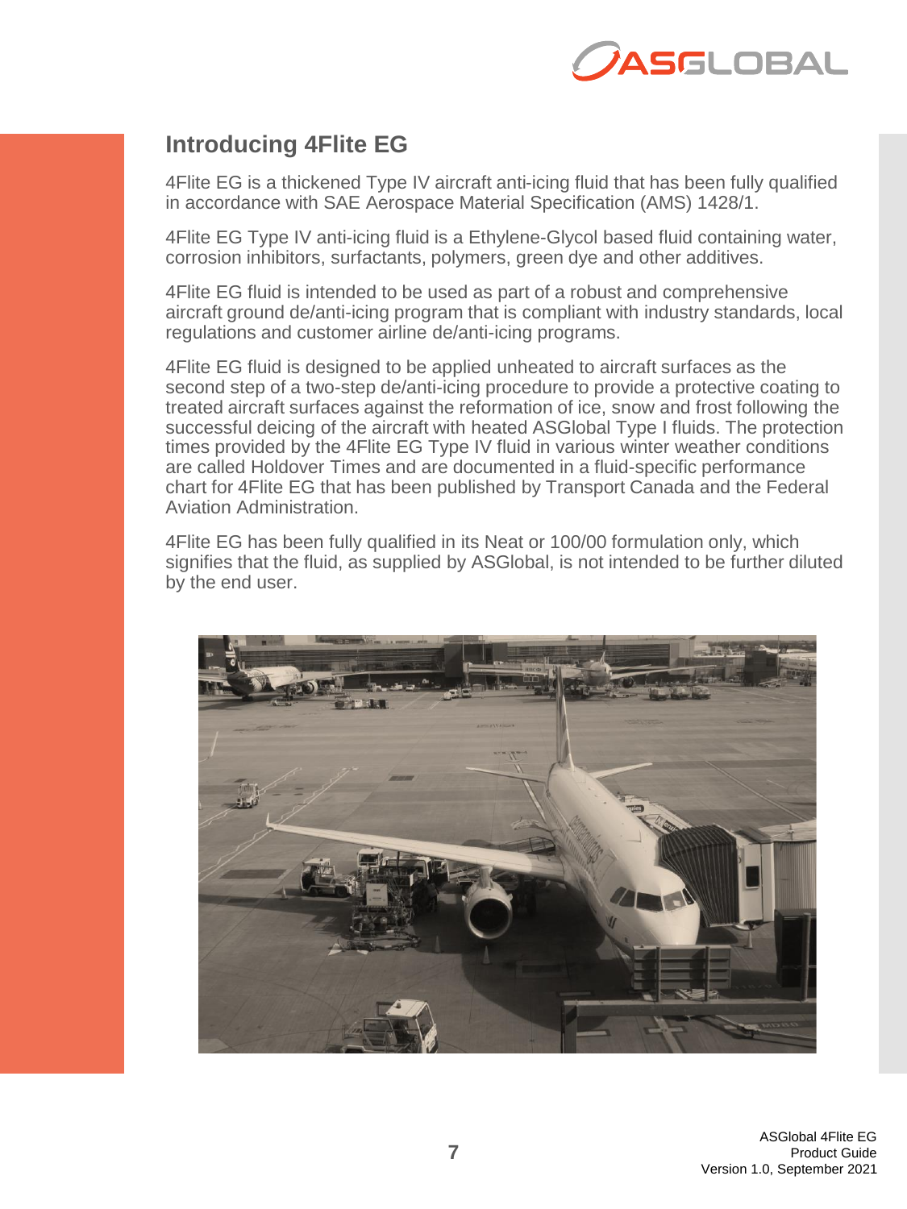## Introducing 4Flite EG

4Flite EG is a thickened Type IV aircraft anti-icing fluid that has been fully qualified in accordance with SAE Aerospace Material Specification (AMS) 1428/1.

4Flite EG Type IV anti-icing fluid is a Ethylene-Glycol based fluid containing water, corrosion inhibitors, surfactants, polymers, green dye and other additives.

4Flite EG fluid is intended to be used as part of a robust and comprehensive aircraft ground de/anti-icing program that is compliant with industry standards, local regulations and customer airline de/anti-icing programs.

4Flite EG fluid is designed to be applied unheated to aircraft surfaces as the second step of a two-step de/anti-icing procedure to provide a protective coating to treated aircraft surfaces against the reformation of ice, snow and frost following the successful deicing of the aircraft with heated ASGlobal Type I fluids. The protection times provided by the 4Flite EG Type IV fluid in various winter weather conditions are called Holdover Times and are documented in a fluid-specific performance chart for 4Flite EG that has been published by Transport Canada and the Federal Aviation Administration.

4Flite EG has been fully qualified in its Neat or 100/00 formulation only, which signifies that the fluid, as supplied by ASGlobal, is not intended to be further diluted by the end user.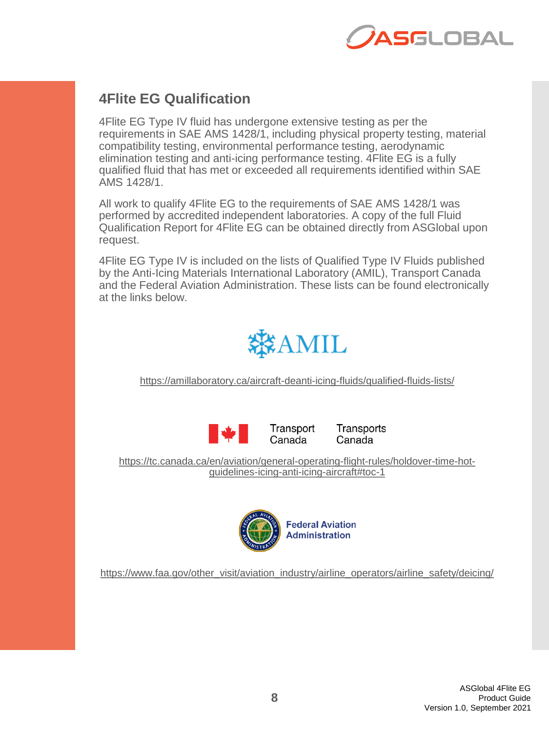## 4Flite EG Qualification

4Flite EG Type IV fluid has undergone extensive testing as per the requirements in SAE AMS 1428/1, including physical property testing, material compatibility testing, environmental performance testing, aerodynamic elimination testing and anti-icing performance testing. 4Flite EG is a fully qualified fluid that has met or exceeded all requirements identified within SAE AMS 1428/1.

All work to qualify 4Flite EG to the requirements of SAE AMS 1428/1 was performed by accredited independent laboratories. A copy of the full Fluid Qualification Report for 4Flite EG can be obtained directly from ASGlobal upon request.

4Flite EG Type IV is included on the lists of Qualified Type IV Fluids published by the Anti-Icing Materials International Laboratory (AMIL), Transport Canada and the Federal Aviation Administration. These lists can be found electronically at the links below.

AMIL

https://amillaboratory.ca/aircraft-deanti-icing-fluids/qualified-fluids-lists/

Transport Canada Transports Canada

https://tc.canada.ca/en/aviation/general-operating-flight-rules/holdover-time-hot-guidelines-icing-anti-icing-aircraft#toc-1

Federal Aviation Administration

https://www.faa.gov/other_visit/aviation_industry/airline_operators/airline_safety/deicing/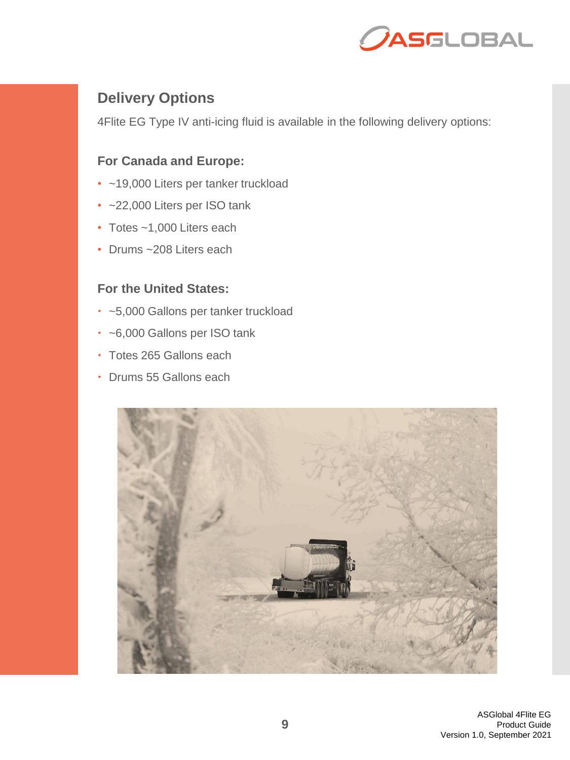## Delivery Options

4Flite EG Type IV anti-icing fluid is available in the following delivery options:

### For Canada and Europe:

- ~19,000 Liters per tanker truckload
- ~22,000 Liters per ISO tank
- Totes ~1,000 Liters each
- Drums ~208 Liters each

### For the United States:

- ~5,000 Gallons per tanker truckload
- ~6,000 Gallons per ISO tank
- Totes 265 Gallons each
- Drums 55 Gallons each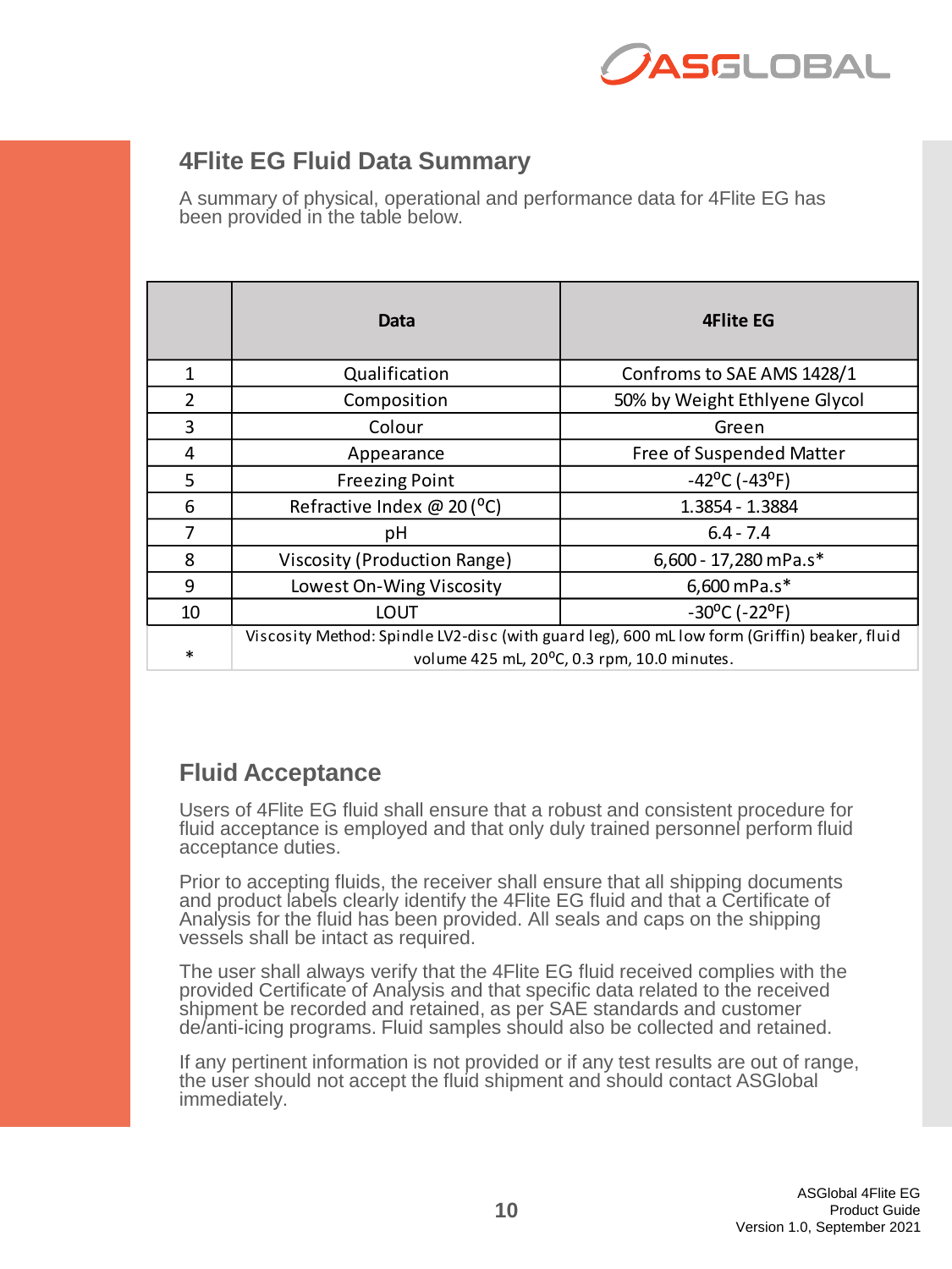## 4Flite EG Fluid Data Summary

A summary of physical, operational and performance data for 4Flite EG has been provided in the table below.

| | Data | 4Flite EG |
|---|---|---|
| 1 | Qualification | Confroms to SAE AMS 1428/1 |
| 2 | Composition | 50% by Weight Ethlyene Glycol |
| 3 | Colour | Green |
| 4 | Appearance | Free of Suspended Matter |
| 5 | Freezing Point | -42°C (-43°F) |
| 6 | Refractive Index @ 20 (°C) | 1.3854 - 1.3884 |
| 7 | pH | 6.4 - 7.4 |
| 8 | Viscosity (Production Range) | 6,600 - 17,280 mPa.s* |
| 9 | Lowest On-Wing Viscosity | 6,600 mPa.s* |
| 10 | LOUT | -30°C (-22°F) |
| * | Viscosity Method: Spindle LV2-disc (with guard leg), 600 mL low form (Griffin) beaker, fluid volume 425 mL, 20°C, 0.3 rpm, 10.0 minutes. | |

## Fluid Acceptance

Users of 4Flite EG fluid shall ensure that a robust and consistent procedure for fluid acceptance is employed and that only duly trained personnel perform fluid acceptance duties.

Prior to accepting fluids, the receiver shall ensure that all shipping documents and product labels clearly identify the 4Flite EG fluid and that a Certificate of Analysis for the fluid has been provided. All seals and caps on the shipping vessels shall be intact as required.

The user shall always verify that the 4Flite EG fluid received complies with the provided Certificate of Analysis and that specific data related to the received shipment be recorded and retained, as per SAE standards and customer de/anti-icing programs. Fluid samples should also be collected and retained.

If any pertinent information is not provided or if any test results are out of range, the user should not accept the fluid shipment and should contact ASGlobal immediately.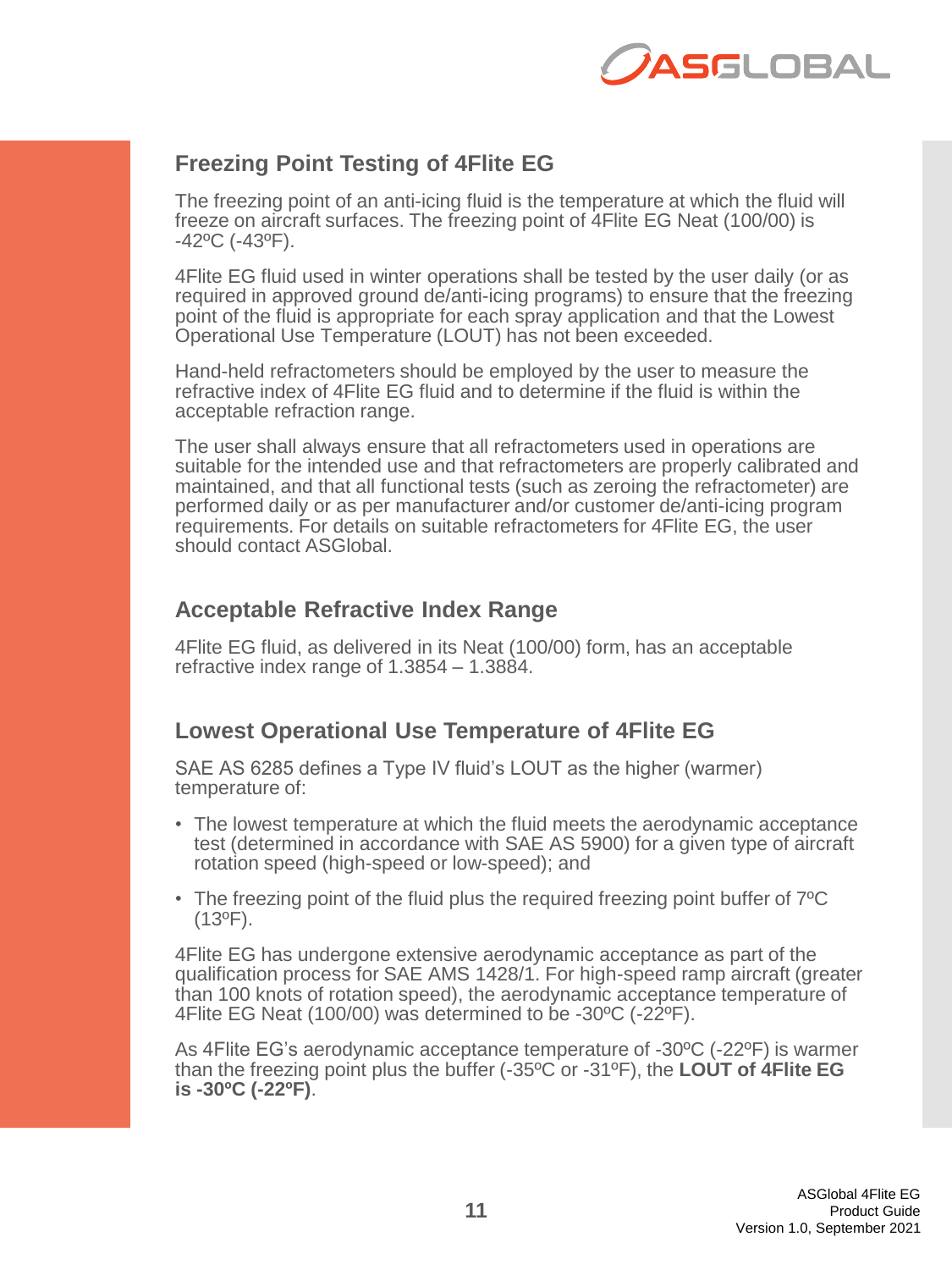## Freezing Point Testing of 4Flite EG

The freezing point of an anti-icing fluid is the temperature at which the fluid will freeze on aircraft surfaces. The freezing point of 4Flite EG Neat (100/00) is -42ºC (-43ºF).

4Flite EG fluid used in winter operations shall be tested by the user daily (or as required in approved ground de/anti-icing programs) to ensure that the freezing point of the fluid is appropriate for each spray application and that the Lowest Operational Use Temperature (LOUT) has not been exceeded.

Hand-held refractometers should be employed by the user to measure the refractive index of 4Flite EG fluid and to determine if the fluid is within the acceptable refraction range.

The user shall always ensure that all refractometers used in operations are suitable for the intended use and that refractometers are properly calibrated and maintained, and that all functional tests (such as zeroing the refractometer) are performed daily or as per manufacturer and/or customer de/anti-icing program requirements. For details on suitable refractometers for 4Flite EG, the user should contact ASGlobal.

## Acceptable Refractive Index Range

4Flite EG fluid, as delivered in its Neat (100/00) form, has an acceptable refractive index range of 1.3854 – 1.3884.

## Lowest Operational Use Temperature of 4Flite EG

SAE AS 6285 defines a Type IV fluid's LOUT as the higher (warmer) temperature of:

- The lowest temperature at which the fluid meets the aerodynamic acceptance test (determined in accordance with SAE AS 5900) for a given type of aircraft rotation speed (high-speed or low-speed); and
- The freezing point of the fluid plus the required freezing point buffer of 7ºC (13ºF).

4Flite EG has undergone extensive aerodynamic acceptance as part of the qualification process for SAE AMS 1428/1. For high-speed ramp aircraft (greater than 100 knots of rotation speed), the aerodynamic acceptance temperature of 4Flite EG Neat (100/00) was determined to be -30ºC (-22ºF).

As 4Flite EG's aerodynamic acceptance temperature of -30ºC (-22ºF) is warmer than the freezing point plus the buffer (-35ºC or -31ºF), the **LOUT of 4Flite EG is -30ºC (-22ºF)**.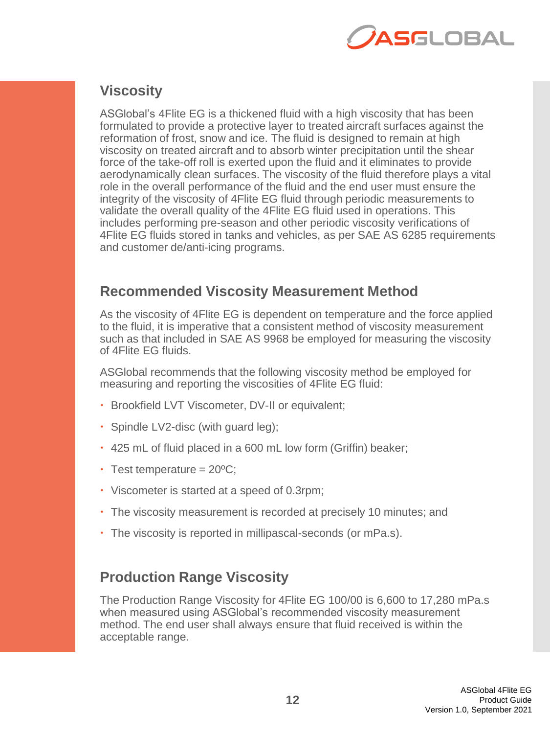## Viscosity

ASGlobal's 4Flite EG is a thickened fluid with a high viscosity that has been formulated to provide a protective layer to treated aircraft surfaces against the reformation of frost, snow and ice. The fluid is designed to remain at high viscosity on treated aircraft and to absorb winter precipitation until the shear force of the take-off roll is exerted upon the fluid and it eliminates to provide aerodynamically clean surfaces. The viscosity of the fluid therefore plays a vital role in the overall performance of the fluid and the end user must ensure the integrity of the viscosity of 4Flite EG fluid through periodic measurements to validate the overall quality of the 4Flite EG fluid used in operations. This includes performing pre-season and other periodic viscosity verifications of 4Flite EG fluids stored in tanks and vehicles, as per SAE AS 6285 requirements and customer de/anti-icing programs.

## Recommended Viscosity Measurement Method

As the viscosity of 4Flite EG is dependent on temperature and the force applied to the fluid, it is imperative that a consistent method of viscosity measurement such as that included in SAE AS 9968 be employed for measuring the viscosity of 4Flite EG fluids.

ASGlobal recommends that the following viscosity method be employed for measuring and reporting the viscosities of 4Flite EG fluid:

- Brookfield LVT Viscometer, DV-II or equivalent;
- Spindle LV2-disc (with guard leg);
- 425 mL of fluid placed in a 600 mL low form (Griffin) beaker;
- Test temperature = 20ºC;
- Viscometer is started at a speed of 0.3rpm;
- The viscosity measurement is recorded at precisely 10 minutes; and
- The viscosity is reported in millipascal-seconds (or mPa.s).

## Production Range Viscosity

The Production Range Viscosity for 4Flite EG 100/00 is 6,600 to 17,280 mPa.s when measured using ASGlobal's recommended viscosity measurement method. The end user shall always ensure that fluid received is within the acceptable range.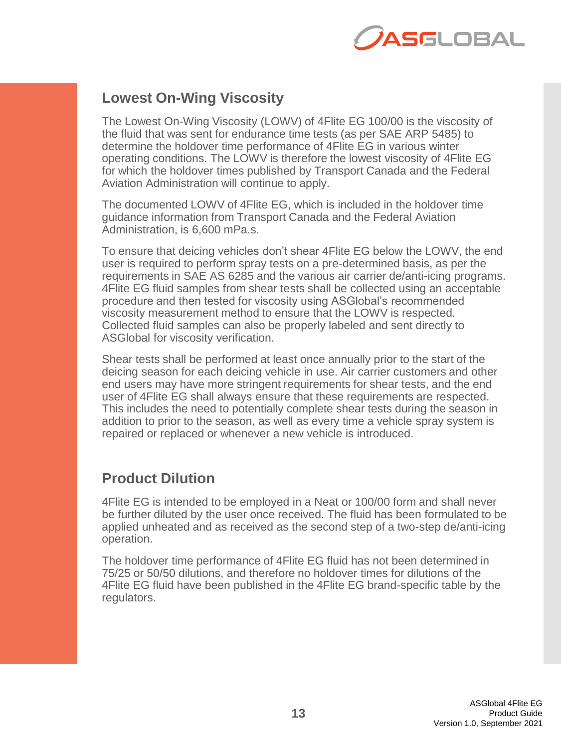## Lowest On-Wing Viscosity

The Lowest On-Wing Viscosity (LOWV) of 4Flite EG 100/00 is the viscosity of the fluid that was sent for endurance time tests (as per SAE ARP 5485) to determine the holdover time performance of 4Flite EG in various winter operating conditions. The LOWV is therefore the lowest viscosity of 4Flite EG for which the holdover times published by Transport Canada and the Federal Aviation Administration will continue to apply.

The documented LOWV of 4Flite EG, which is included in the holdover time guidance information from Transport Canada and the Federal Aviation Administration, is 6,600 mPa.s.

To ensure that deicing vehicles don't shear 4Flite EG below the LOWV, the end user is required to perform spray tests on a pre-determined basis, as per the requirements in SAE AS 6285 and the various air carrier de/anti-icing programs. 4Flite EG fluid samples from shear tests shall be collected using an acceptable procedure and then tested for viscosity using ASGlobal's recommended viscosity measurement method to ensure that the LOWV is respected. Collected fluid samples can also be properly labeled and sent directly to ASGlobal for viscosity verification.

Shear tests shall be performed at least once annually prior to the start of the deicing season for each deicing vehicle in use. Air carrier customers and other end users may have more stringent requirements for shear tests, and the end user of 4Flite EG shall always ensure that these requirements are respected. This includes the need to potentially complete shear tests during the season in addition to prior to the season, as well as every time a vehicle spray system is repaired or replaced or whenever a new vehicle is introduced.

## Product Dilution

4Flite EG is intended to be employed in a Neat or 100/00 form and shall never be further diluted by the user once received. The fluid has been formulated to be applied unheated and as received as the second step of a two-step de/anti-icing operation.

The holdover time performance of 4Flite EG fluid has not been determined in 75/25 or 50/50 dilutions, and therefore no holdover times for dilutions of the 4Flite EG fluid have been published in the 4Flite EG brand-specific table by the regulators.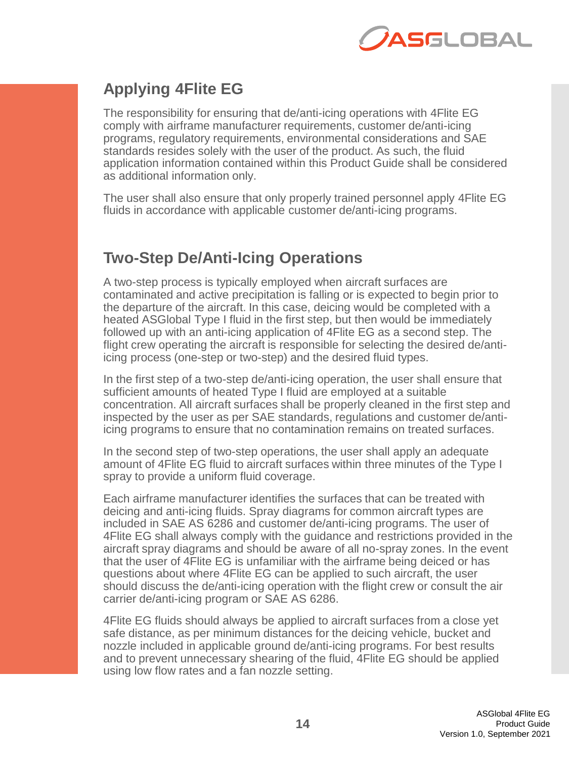## Applying 4Flite EG

The responsibility for ensuring that de/anti-icing operations with 4Flite EG comply with airframe manufacturer requirements, customer de/anti-icing programs, regulatory requirements, environmental considerations and SAE standards resides solely with the user of the product. As such, the fluid application information contained within this Product Guide shall be considered as additional information only.

The user shall also ensure that only properly trained personnel apply 4Flite EG fluids in accordance with applicable customer de/anti-icing programs.

## Two-Step De/Anti-Icing Operations

A two-step process is typically employed when aircraft surfaces are contaminated and active precipitation is falling or is expected to begin prior to the departure of the aircraft. In this case, deicing would be completed with a heated ASGlobal Type I fluid in the first step, but then would be immediately followed up with an anti-icing application of 4Flite EG as a second step. The flight crew operating the aircraft is responsible for selecting the desired de/anti-icing process (one-step or two-step) and the desired fluid types.

In the first step of a two-step de/anti-icing operation, the user shall ensure that sufficient amounts of heated Type I fluid are employed at a suitable concentration. All aircraft surfaces shall be properly cleaned in the first step and inspected by the user as per SAE standards, regulations and customer de/anti-icing programs to ensure that no contamination remains on treated surfaces.

In the second step of two-step operations, the user shall apply an adequate amount of 4Flite EG fluid to aircraft surfaces within three minutes of the Type I spray to provide a uniform fluid coverage.

Each airframe manufacturer identifies the surfaces that can be treated with deicing and anti-icing fluids. Spray diagrams for common aircraft types are included in SAE AS 6286 and customer de/anti-icing programs. The user of 4Flite EG shall always comply with the guidance and restrictions provided in the aircraft spray diagrams and should be aware of all no-spray zones. In the event that the user of 4Flite EG is unfamiliar with the airframe being deiced or has questions about where 4Flite EG can be applied to such aircraft, the user should discuss the de/anti-icing operation with the flight crew or consult the air carrier de/anti-icing program or SAE AS 6286.

4Flite EG fluids should always be applied to aircraft surfaces from a close yet safe distance, as per minimum distances for the deicing vehicle, bucket and nozzle included in applicable ground de/anti-icing programs. For best results and to prevent unnecessary shearing of the fluid, 4Flite EG should be applied using low flow rates and a fan nozzle setting.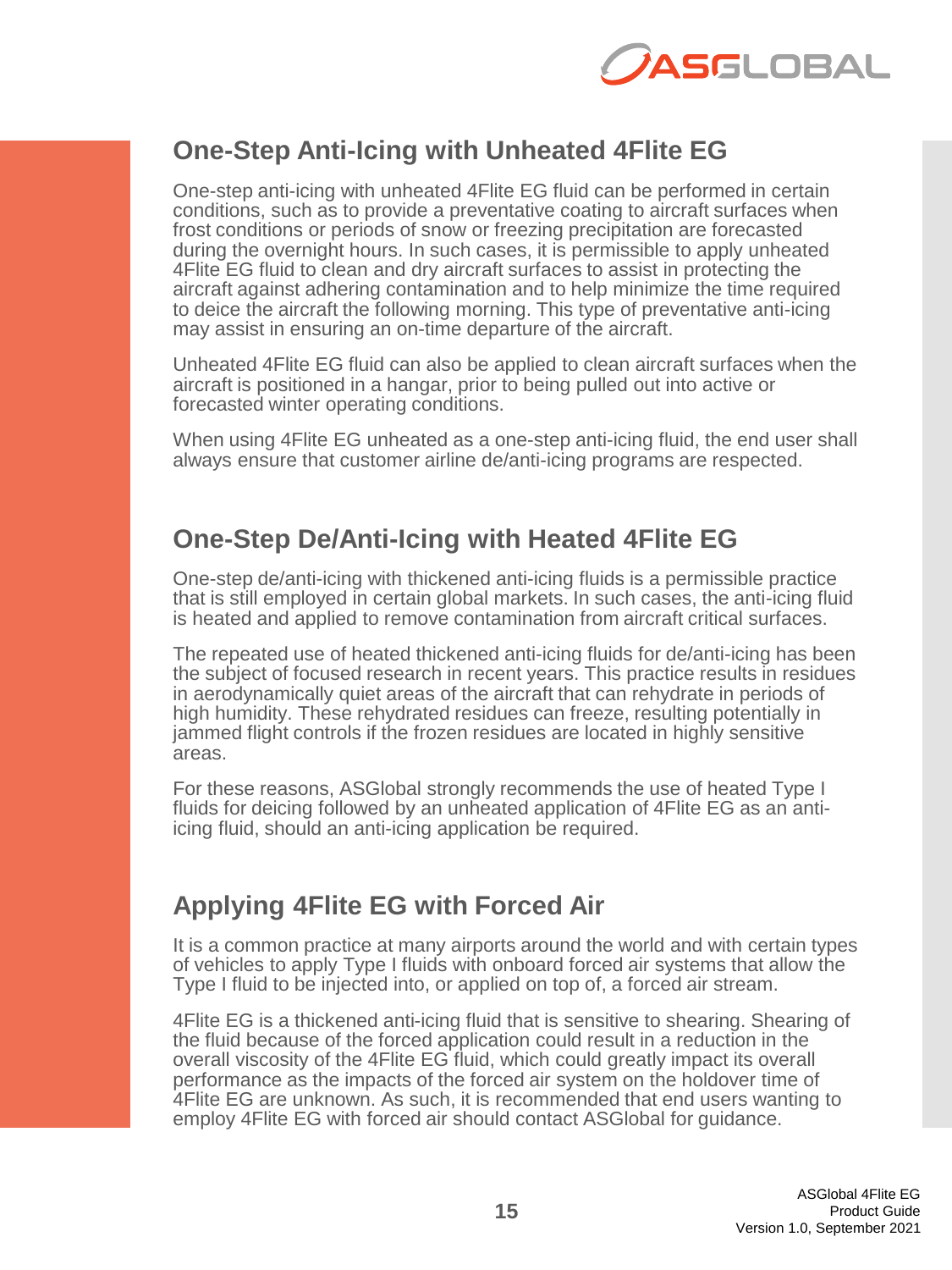## One-Step Anti-Icing with Unheated 4Flite EG

One-step anti-icing with unheated 4Flite EG fluid can be performed in certain conditions, such as to provide a preventative coating to aircraft surfaces when frost conditions or periods of snow or freezing precipitation are forecasted during the overnight hours. In such cases, it is permissible to apply unheated 4Flite EG fluid to clean and dry aircraft surfaces to assist in protecting the aircraft against adhering contamination and to help minimize the time required to deice the aircraft the following morning. This type of preventative anti-icing may assist in ensuring an on-time departure of the aircraft.

Unheated 4Flite EG fluid can also be applied to clean aircraft surfaces when the aircraft is positioned in a hangar, prior to being pulled out into active or forecasted winter operating conditions.

When using 4Flite EG unheated as a one-step anti-icing fluid, the end user shall always ensure that customer airline de/anti-icing programs are respected.

## One-Step De/Anti-Icing with Heated 4Flite EG

One-step de/anti-icing with thickened anti-icing fluids is a permissible practice that is still employed in certain global markets. In such cases, the anti-icing fluid is heated and applied to remove contamination from aircraft critical surfaces.

The repeated use of heated thickened anti-icing fluids for de/anti-icing has been the subject of focused research in recent years. This practice results in residues in aerodynamically quiet areas of the aircraft that can rehydrate in periods of high humidity. These rehydrated residues can freeze, resulting potentially in jammed flight controls if the frozen residues are located in highly sensitive areas.

For these reasons, ASGlobal strongly recommends the use of heated Type I fluids for deicing followed by an unheated application of 4Flite EG as an anti-icing fluid, should an anti-icing application be required.

## Applying 4Flite EG with Forced Air

It is a common practice at many airports around the world and with certain types of vehicles to apply Type I fluids with onboard forced air systems that allow the Type I fluid to be injected into, or applied on top of, a forced air stream.

4Flite EG is a thickened anti-icing fluid that is sensitive to shearing. Shearing of the fluid because of the forced application could result in a reduction in the overall viscosity of the 4Flite EG fluid, which could greatly impact its overall performance as the impacts of the forced air system on the holdover time of 4Flite EG are unknown. As such, it is recommended that end users wanting to employ 4Flite EG with forced air should contact ASGlobal for guidance.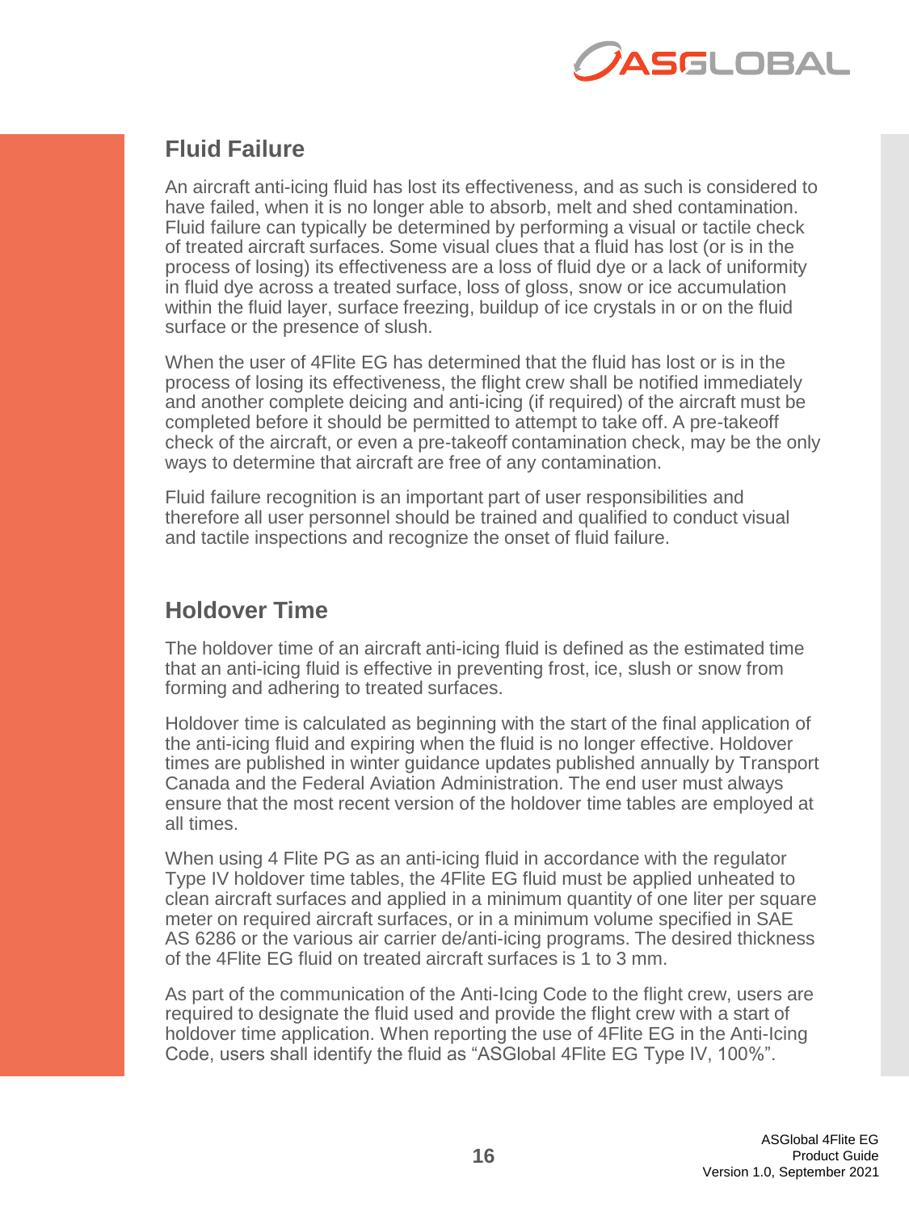## Fluid Failure

An aircraft anti-icing fluid has lost its effectiveness, and as such is considered to have failed, when it is no longer able to absorb, melt and shed contamination. Fluid failure can typically be determined by performing a visual or tactile check of treated aircraft surfaces. Some visual clues that a fluid has lost (or is in the process of losing) its effectiveness are a loss of fluid dye or a lack of uniformity in fluid dye across a treated surface, loss of gloss, snow or ice accumulation within the fluid layer, surface freezing, buildup of ice crystals in or on the fluid surface or the presence of slush.

When the user of 4Flite EG has determined that the fluid has lost or is in the process of losing its effectiveness, the flight crew shall be notified immediately and another complete deicing and anti-icing (if required) of the aircraft must be completed before it should be permitted to attempt to take off. A pre-takeoff check of the aircraft, or even a pre-takeoff contamination check, may be the only ways to determine that aircraft are free of any contamination.

Fluid failure recognition is an important part of user responsibilities and therefore all user personnel should be trained and qualified to conduct visual and tactile inspections and recognize the onset of fluid failure.

## Holdover Time

The holdover time of an aircraft anti-icing fluid is defined as the estimated time that an anti-icing fluid is effective in preventing frost, ice, slush or snow from forming and adhering to treated surfaces.

Holdover time is calculated as beginning with the start of the final application of the anti-icing fluid and expiring when the fluid is no longer effective. Holdover times are published in winter guidance updates published annually by Transport Canada and the Federal Aviation Administration. The end user must always ensure that the most recent version of the holdover time tables are employed at all times.

When using 4 Flite PG as an anti-icing fluid in accordance with the regulator Type IV holdover time tables, the 4Flite EG fluid must be applied unheated to clean aircraft surfaces and applied in a minimum quantity of one liter per square meter on required aircraft surfaces, or in a minimum volume specified in SAE AS 6286 or the various air carrier de/anti-icing programs. The desired thickness of the 4Flite EG fluid on treated aircraft surfaces is 1 to 3 mm.

As part of the communication of the Anti-Icing Code to the flight crew, users are required to designate the fluid used and provide the flight crew with a start of holdover time application. When reporting the use of 4Flite EG in the Anti-Icing Code, users shall identify the fluid as “ASGlobal 4Flite EG Type IV, 100%”.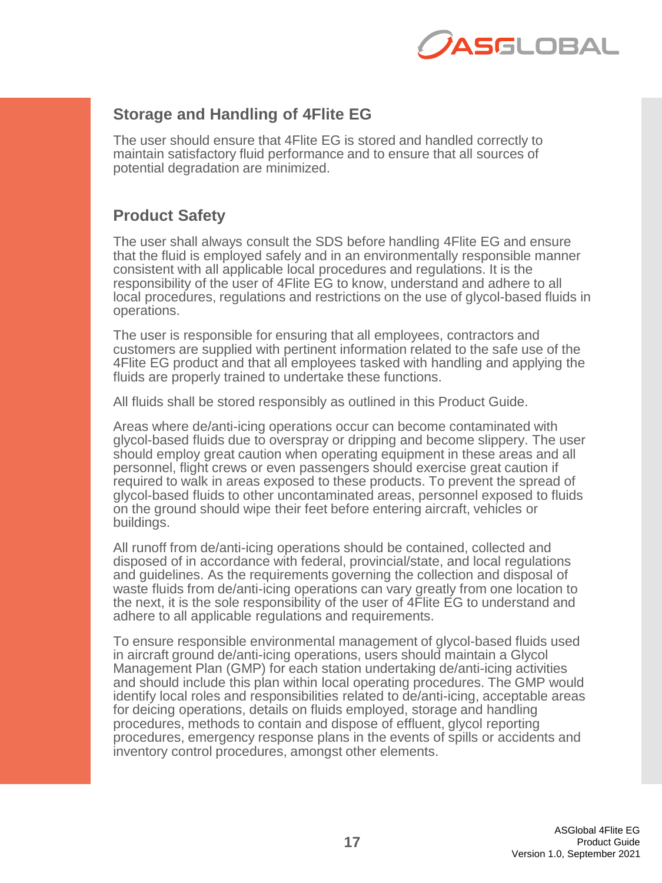## Storage and Handling of 4Flite EG

The user should ensure that 4Flite EG is stored and handled correctly to maintain satisfactory fluid performance and to ensure that all sources of potential degradation are minimized.

## Product Safety

The user shall always consult the SDS before handling 4Flite EG and ensure that the fluid is employed safely and in an environmentally responsible manner consistent with all applicable local procedures and regulations. It is the responsibility of the user of 4Flite EG to know, understand and adhere to all local procedures, regulations and restrictions on the use of glycol-based fluids in operations.

The user is responsible for ensuring that all employees, contractors and customers are supplied with pertinent information related to the safe use of the 4Flite EG product and that all employees tasked with handling and applying the fluids are properly trained to undertake these functions.

All fluids shall be stored responsibly as outlined in this Product Guide.

Areas where de/anti-icing operations occur can become contaminated with glycol-based fluids due to overspray or dripping and become slippery. The user should employ great caution when operating equipment in these areas and all personnel, flight crews or even passengers should exercise great caution if required to walk in areas exposed to these products. To prevent the spread of glycol-based fluids to other uncontaminated areas, personnel exposed to fluids on the ground should wipe their feet before entering aircraft, vehicles or buildings.

All runoff from de/anti-icing operations should be contained, collected and disposed of in accordance with federal, provincial/state, and local regulations and guidelines. As the requirements governing the collection and disposal of waste fluids from de/anti-icing operations can vary greatly from one location to the next, it is the sole responsibility of the user of 4Flite EG to understand and adhere to all applicable regulations and requirements.

To ensure responsible environmental management of glycol-based fluids used in aircraft ground de/anti-icing operations, users should maintain a Glycol Management Plan (GMP) for each station undertaking de/anti-icing activities and should include this plan within local operating procedures. The GMP would identify local roles and responsibilities related to de/anti-icing, acceptable areas for deicing operations, details on fluids employed, storage and handling procedures, methods to contain and dispose of effluent, glycol reporting procedures, emergency response plans in the events of spills or accidents and inventory control procedures, amongst other elements.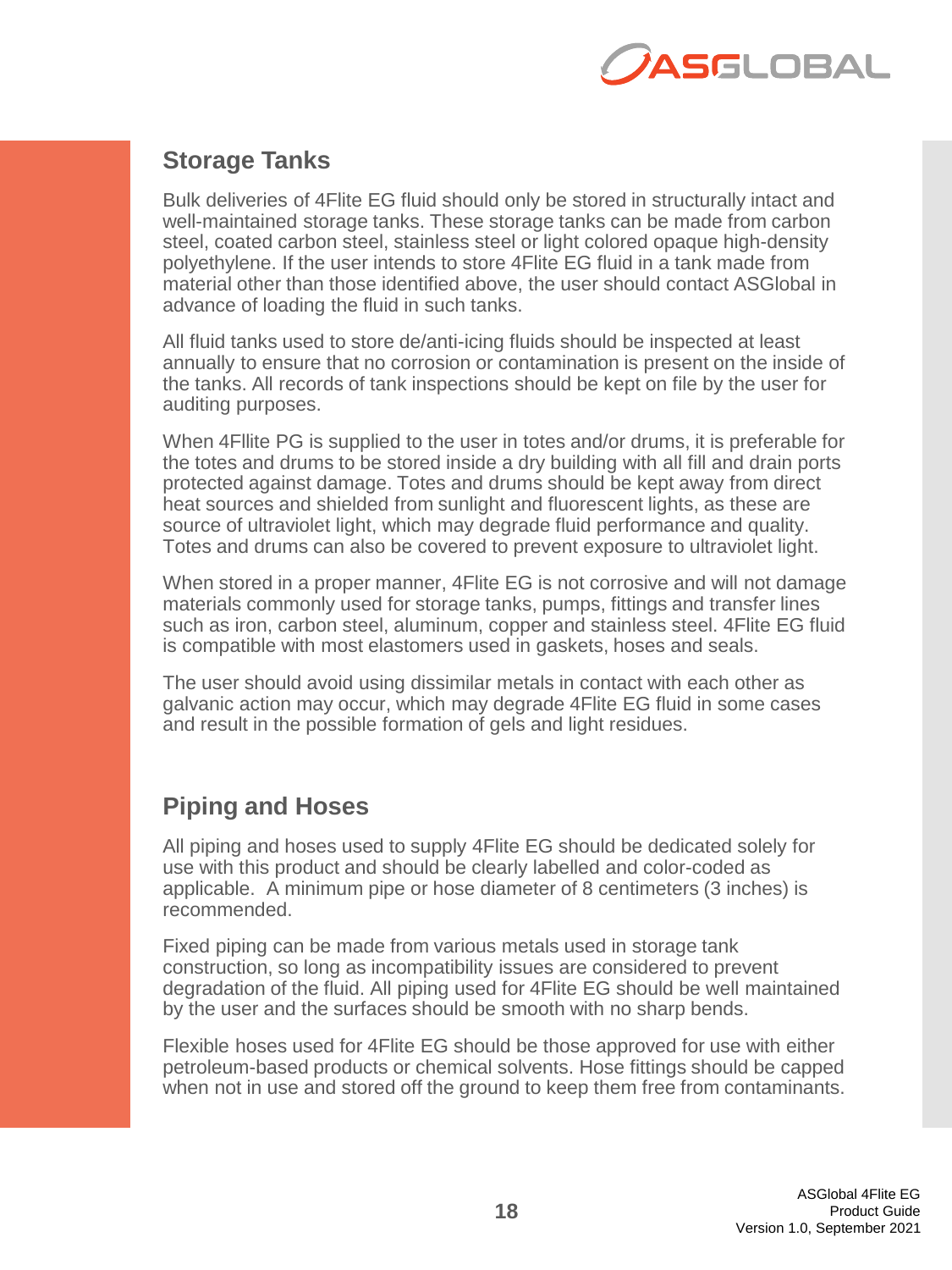## Storage Tanks

Bulk deliveries of 4Flite EG fluid should only be stored in structurally intact and well-maintained storage tanks. These storage tanks can be made from carbon steel, coated carbon steel, stainless steel or light colored opaque high-density polyethylene. If the user intends to store 4Flite EG fluid in a tank made from material other than those identified above, the user should contact ASGlobal in advance of loading the fluid in such tanks.

All fluid tanks used to store de/anti-icing fluids should be inspected at least annually to ensure that no corrosion or contamination is present on the inside of the tanks. All records of tank inspections should be kept on file by the user for auditing purposes.

When 4Fllite PG is supplied to the user in totes and/or drums, it is preferable for the totes and drums to be stored inside a dry building with all fill and drain ports protected against damage. Totes and drums should be kept away from direct heat sources and shielded from sunlight and fluorescent lights, as these are source of ultraviolet light, which may degrade fluid performance and quality. Totes and drums can also be covered to prevent exposure to ultraviolet light.

When stored in a proper manner, 4Flite EG is not corrosive and will not damage materials commonly used for storage tanks, pumps, fittings and transfer lines such as iron, carbon steel, aluminum, copper and stainless steel. 4Flite EG fluid is compatible with most elastomers used in gaskets, hoses and seals.

The user should avoid using dissimilar metals in contact with each other as galvanic action may occur, which may degrade 4Flite EG fluid in some cases and result in the possible formation of gels and light residues.

## Piping and Hoses

All piping and hoses used to supply 4Flite EG should be dedicated solely for use with this product and should be clearly labelled and color-coded as applicable. A minimum pipe or hose diameter of 8 centimeters (3 inches) is recommended.

Fixed piping can be made from various metals used in storage tank construction, so long as incompatibility issues are considered to prevent degradation of the fluid. All piping used for 4Flite EG should be well maintained by the user and the surfaces should be smooth with no sharp bends.

Flexible hoses used for 4Flite EG should be those approved for use with either petroleum-based products or chemical solvents. Hose fittings should be capped when not in use and stored off the ground to keep them free from contaminants.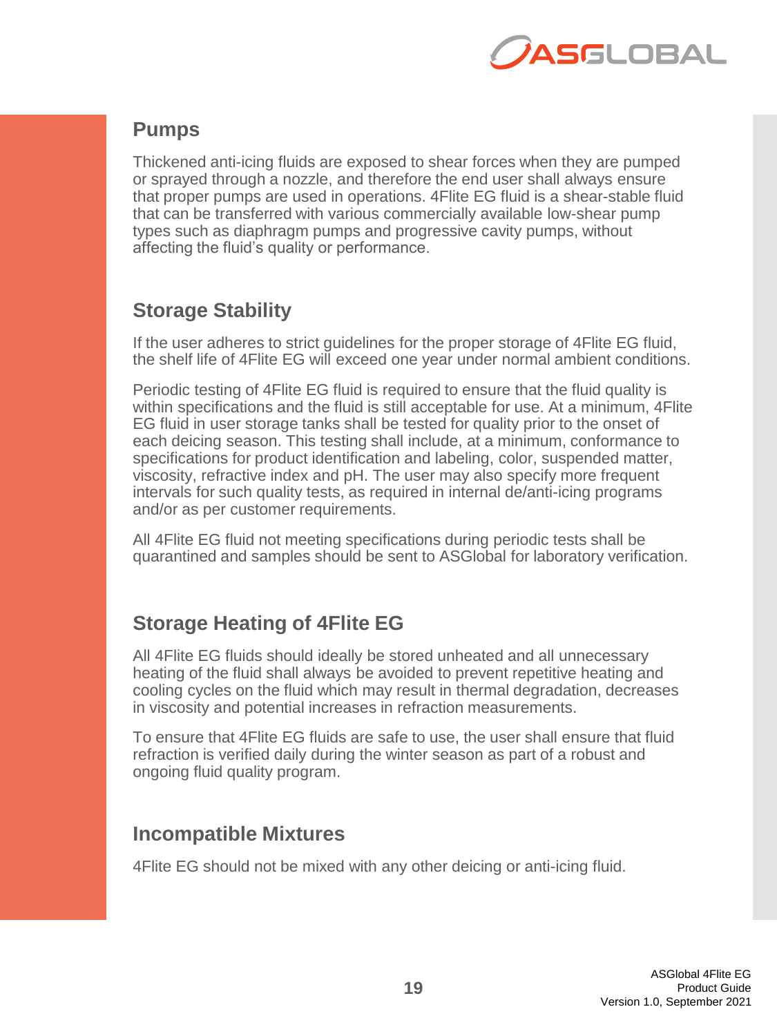## Pumps

Thickened anti-icing fluids are exposed to shear forces when they are pumped or sprayed through a nozzle, and therefore the end user shall always ensure that proper pumps are used in operations. 4Flite EG fluid is a shear-stable fluid that can be transferred with various commercially available low-shear pump types such as diaphragm pumps and progressive cavity pumps, without affecting the fluid's quality or performance.

## Storage Stability

If the user adheres to strict guidelines for the proper storage of 4Flite EG fluid, the shelf life of 4Flite EG will exceed one year under normal ambient conditions.

Periodic testing of 4Flite EG fluid is required to ensure that the fluid quality is within specifications and the fluid is still acceptable for use. At a minimum, 4Flite EG fluid in user storage tanks shall be tested for quality prior to the onset of each deicing season. This testing shall include, at a minimum, conformance to specifications for product identification and labeling, color, suspended matter, viscosity, refractive index and pH. The user may also specify more frequent intervals for such quality tests, as required in internal de/anti-icing programs and/or as per customer requirements.

All 4Flite EG fluid not meeting specifications during periodic tests shall be quarantined and samples should be sent to ASGlobal for laboratory verification.

## Storage Heating of 4Flite EG

All 4Flite EG fluids should ideally be stored unheated and all unnecessary heating of the fluid shall always be avoided to prevent repetitive heating and cooling cycles on the fluid which may result in thermal degradation, decreases in viscosity and potential increases in refraction measurements.

To ensure that 4Flite EG fluids are safe to use, the user shall ensure that fluid refraction is verified daily during the winter season as part of a robust and ongoing fluid quality program.

## Incompatible Mixtures

4Flite EG should not be mixed with any other deicing or anti-icing fluid.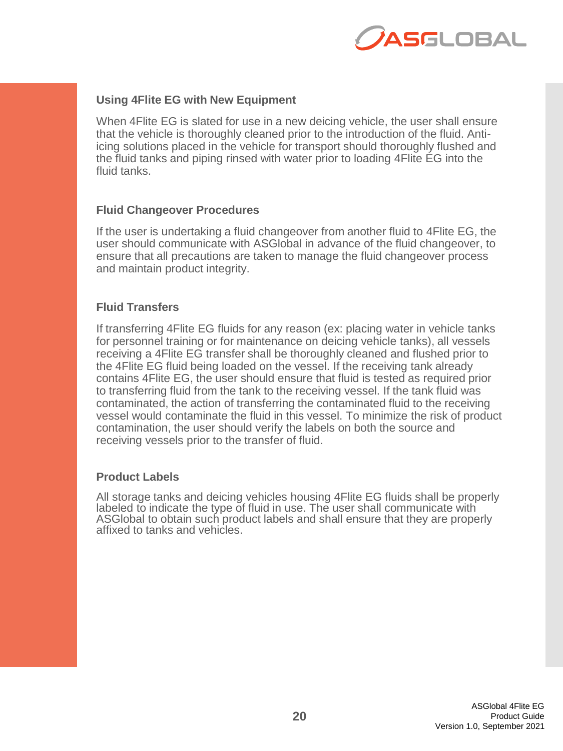### Using 4Flite EG with New Equipment

When 4Flite EG is slated for use in a new deicing vehicle, the user shall ensure that the vehicle is thoroughly cleaned prior to the introduction of the fluid. Anti-icing solutions placed in the vehicle for transport should thoroughly flushed and the fluid tanks and piping rinsed with water prior to loading 4Flite EG into the fluid tanks.

### Fluid Changeover Procedures

If the user is undertaking a fluid changeover from another fluid to 4Flite EG, the user should communicate with ASGlobal in advance of the fluid changeover, to ensure that all precautions are taken to manage the fluid changeover process and maintain product integrity.

### Fluid Transfers

If transferring 4Flite EG fluids for any reason (ex: placing water in vehicle tanks for personnel training or for maintenance on deicing vehicle tanks), all vessels receiving a 4Flite EG transfer shall be thoroughly cleaned and flushed prior to the 4Flite EG fluid being loaded on the vessel. If the receiving tank already contains 4Flite EG, the user should ensure that fluid is tested as required prior to transferring fluid from the tank to the receiving vessel. If the tank fluid was contaminated, the action of transferring the contaminated fluid to the receiving vessel would contaminate the fluid in this vessel. To minimize the risk of product contamination, the user should verify the labels on both the source and receiving vessels prior to the transfer of fluid.

### Product Labels

All storage tanks and deicing vehicles housing 4Flite EG fluids shall be properly labeled to indicate the type of fluid in use. The user shall communicate with ASGlobal to obtain such product labels and shall ensure that they are properly affixed to tanks and vehicles.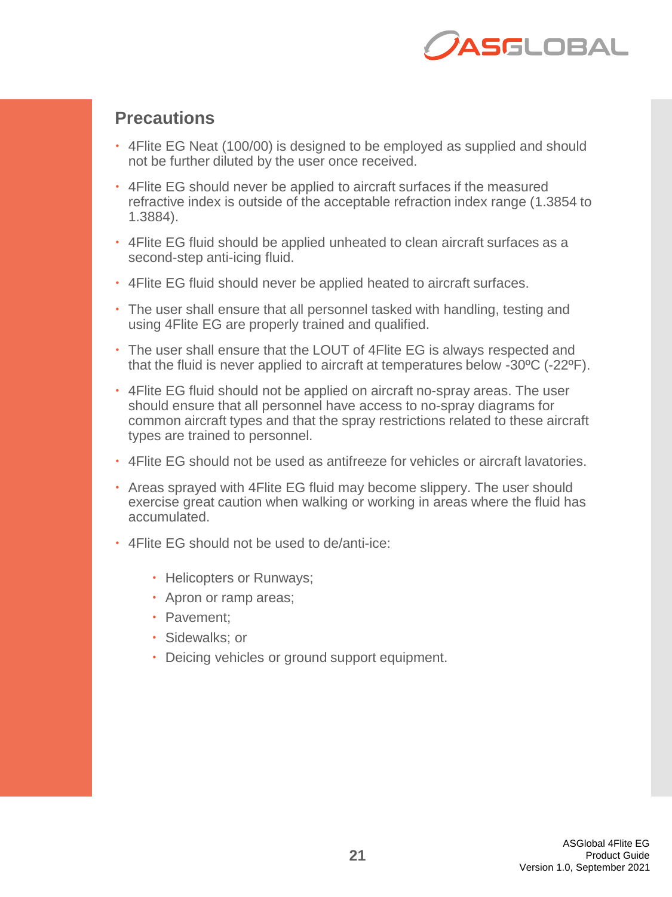## Precautions

- 4Flite EG Neat (100/00) is designed to be employed as supplied and should not be further diluted by the user once received.
- 4Flite EG should never be applied to aircraft surfaces if the measured refractive index is outside of the acceptable refraction index range (1.3854 to 1.3884).
- 4Flite EG fluid should be applied unheated to clean aircraft surfaces as a second-step anti-icing fluid.
- 4Flite EG fluid should never be applied heated to aircraft surfaces.
- The user shall ensure that all personnel tasked with handling, testing and using 4Flite EG are properly trained and qualified.
- The user shall ensure that the LOUT of 4Flite EG is always respected and that the fluid is never applied to aircraft at temperatures below -30ºC (-22ºF).
- 4Flite EG fluid should not be applied on aircraft no-spray areas. The user should ensure that all personnel have access to no-spray diagrams for common aircraft types and that the spray restrictions related to these aircraft types are trained to personnel.
- 4Flite EG should not be used as antifreeze for vehicles or aircraft lavatories.
- Areas sprayed with 4Flite EG fluid may become slippery. The user should exercise great caution when walking or working in areas where the fluid has accumulated.
- 4Flite EG should not be used to de/anti-ice:
  - Helicopters or Runways;
  - Apron or ramp areas;
  - Pavement;
  - Sidewalks; or
  - Deicing vehicles or ground support equipment.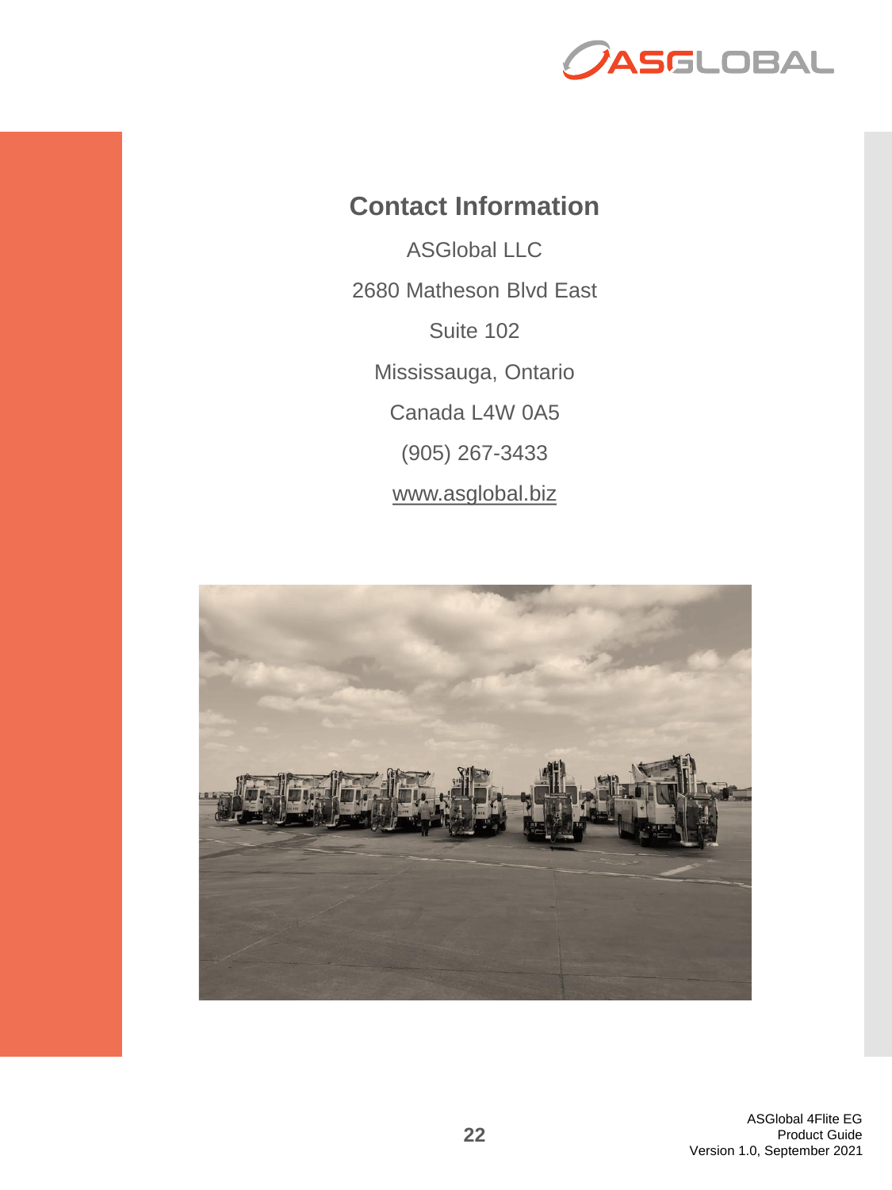## Contact Information

ASGlobal LLC

2680 Matheson Blvd East

Suite 102

Mississauga, Ontario

Canada L4W 0A5

(905) 267-3433

www.asglobal.biz